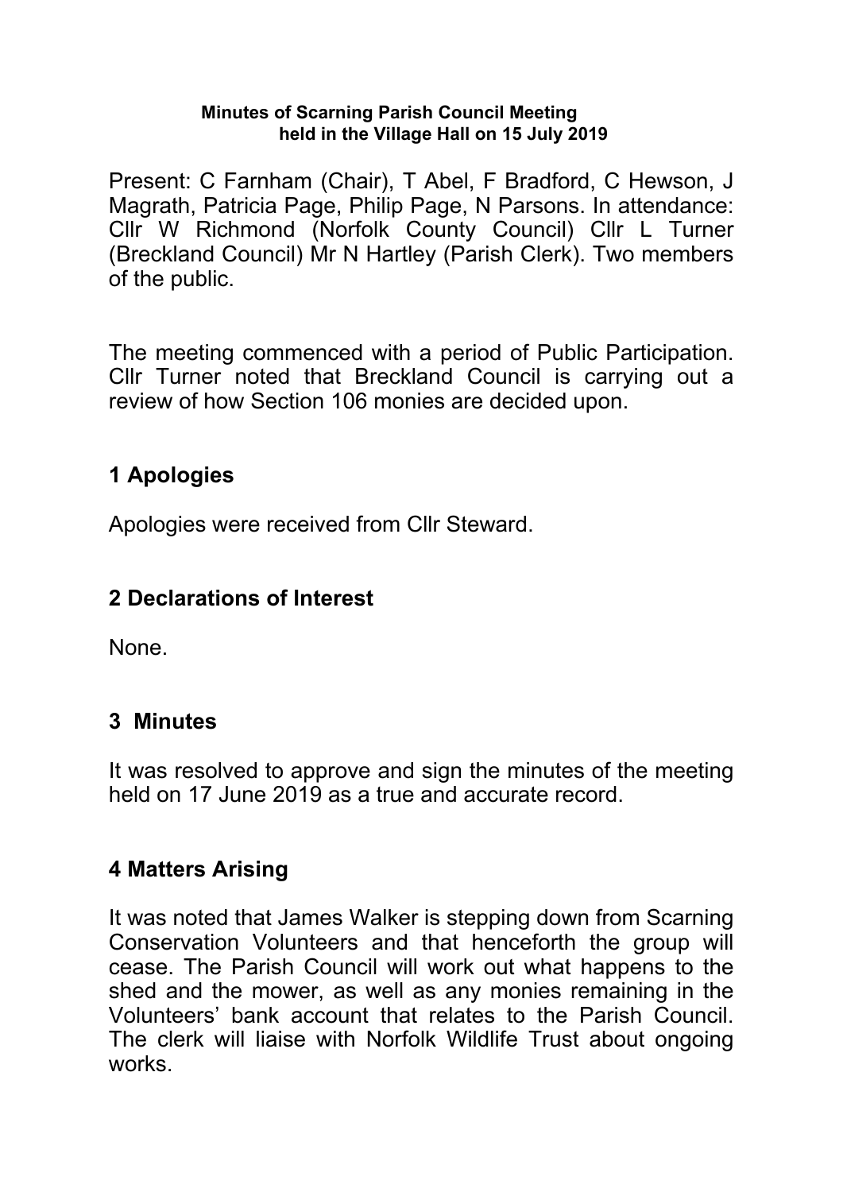**Minutes of Scarning Parish Council Meeting held in the Village Hall on 15 July 2019**

Present: C Farnham (Chair), T Abel, F Bradford, C Hewson, J Magrath, Patricia Page, Philip Page, N Parsons. In attendance: Cllr W Richmond (Norfolk County Council) Cllr L Turner (Breckland Council) Mr N Hartley (Parish Clerk). Two members of the public.

The meeting commenced with a period of Public Participation. Cllr Turner noted that Breckland Council is carrying out a review of how Section 106 monies are decided upon.

## 1 Apologies

Apologies were received from Cllr Steward.

## 2 Declarations of Interest

None.

## 3 Minutes

It was resolved to approve and sign the minutes of the meeting held on 17 June 2019 as a true and accurate record.

## 4 Matters Arising

It was noted that James Walker is stepping down from Scarning Conservation Volunteers and that henceforth the group will cease. The Parish Council will work out what happens to the shed and the mower, as well as any monies remaining in the Volunteers' bank account that relates to the Parish Council. The clerk will liaise with Norfolk Wildlife Trust about ongoing works.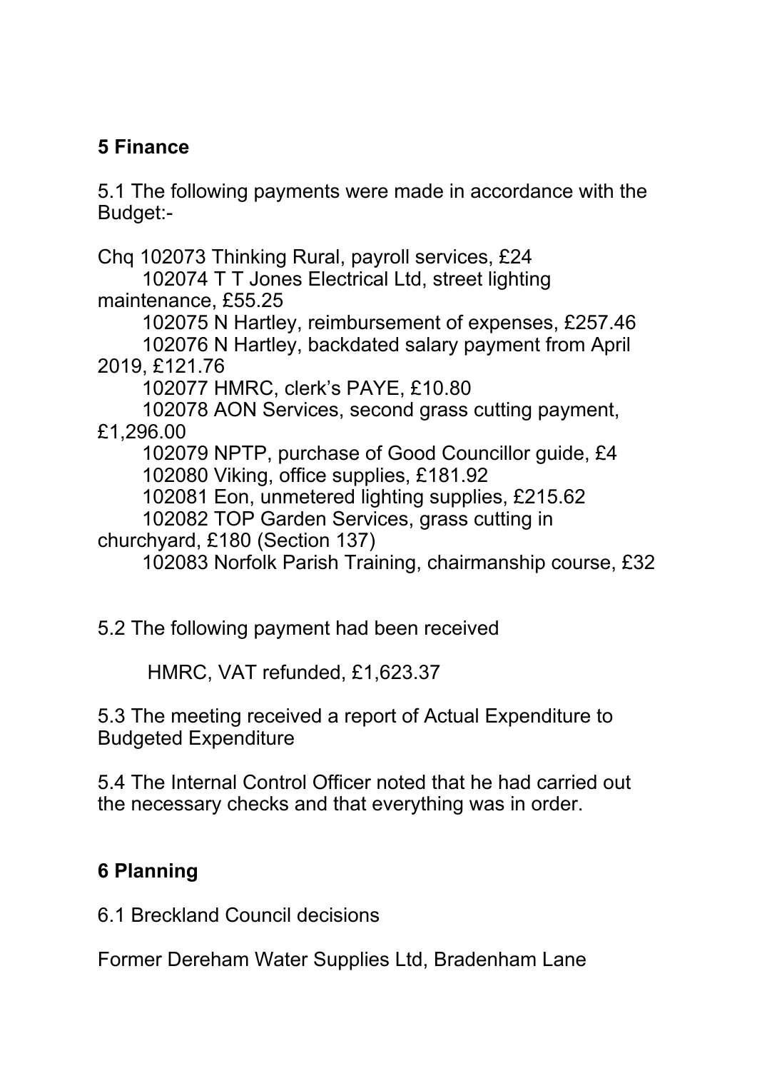## 5 Finance

5.1 The following payments were made in accordance with the Budget:-

Chq 102073 Thinking Rural, payroll services, £24
102074 T T Jones Electrical Ltd, street lighting maintenance, £55.25
102075 N Hartley, reimbursement of expenses, £257.46
102076 N Hartley, backdated salary payment from April 2019, £121.76
102077 HMRC, clerk's PAYE, £10.80
102078 AON Services, second grass cutting payment, £1,296.00
102079 NPTP, purchase of Good Councillor guide, £4
102080 Viking, office supplies, £181.92
102081 Eon, unmetered lighting supplies, £215.62
102082 TOP Garden Services, grass cutting in churchyard, £180 (Section 137)
102083 Norfolk Parish Training, chairmanship course, £32

5.2 The following payment had been received

HMRC, VAT refunded, £1,623.37

5.3 The meeting received a report of Actual Expenditure to Budgeted Expenditure

5.4 The Internal Control Officer noted that he had carried out the necessary checks and that everything was in order.

## 6 Planning

6.1 Breckland Council decisions

Former Dereham Water Supplies Ltd, Bradenham Lane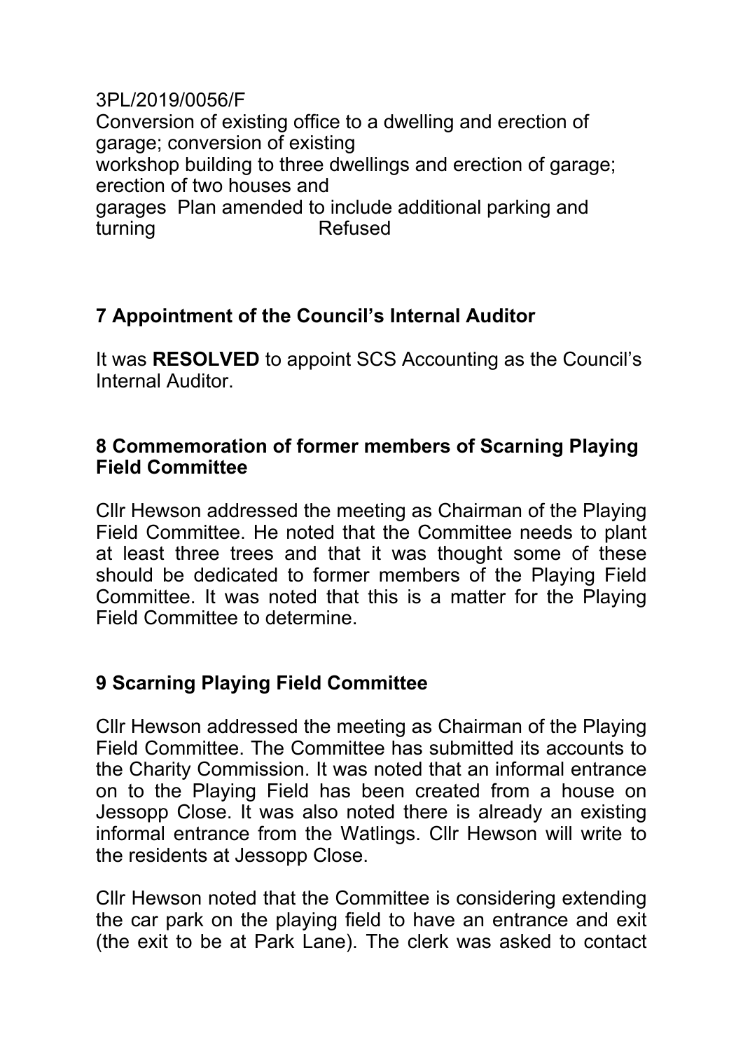3PL/2019/0056/F
Conversion of existing office to a dwelling and erection of garage; conversion of existing
workshop building to three dwellings and erection of garage; erection of two houses and
garages Plan amended to include additional parking and turning Refused

## 7 Appointment of the Council's Internal Auditor

It was **RESOLVED** to appoint SCS Accounting as the Council's Internal Auditor.

## 8 Commemoration of former members of Scarning Playing Field Committee

Cllr Hewson addressed the meeting as Chairman of the Playing Field Committee. He noted that the Committee needs to plant at least three trees and that it was thought some of these should be dedicated to former members of the Playing Field Committee. It was noted that this is a matter for the Playing Field Committee to determine.

## 9 Scarning Playing Field Committee

Cllr Hewson addressed the meeting as Chairman of the Playing Field Committee. The Committee has submitted its accounts to the Charity Commission. It was noted that an informal entrance on to the Playing Field has been created from a house on Jessopp Close. It was also noted there is already an existing informal entrance from the Watlings. Cllr Hewson will write to the residents at Jessopp Close.

Cllr Hewson noted that the Committee is considering extending the car park on the playing field to have an entrance and exit (the exit to be at Park Lane). The clerk was asked to contact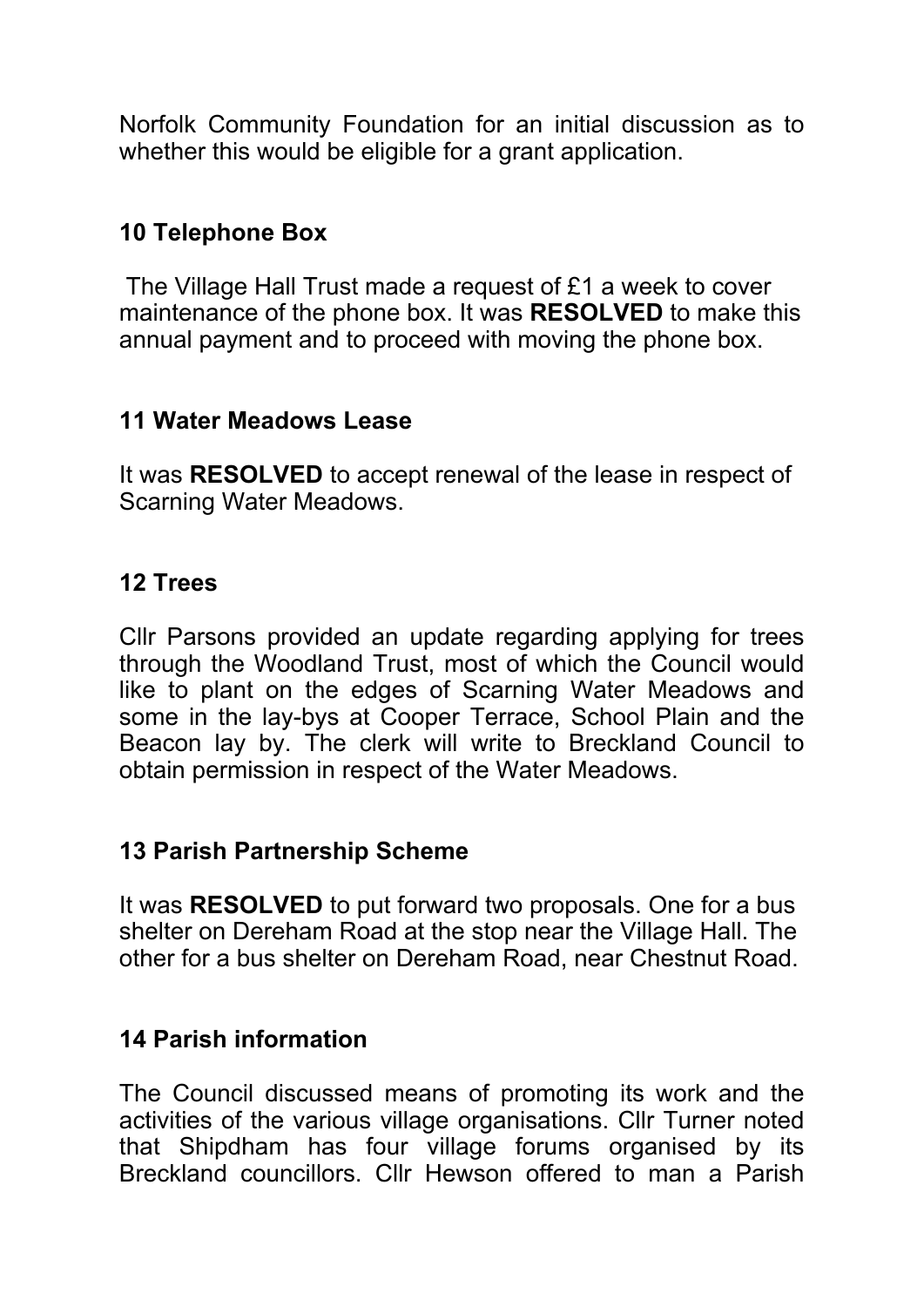Norfolk Community Foundation for an initial discussion as to whether this would be eligible for a grant application.

## 10 Telephone Box

The Village Hall Trust made a request of £1 a week to cover maintenance of the phone box. It was **RESOLVED** to make this annual payment and to proceed with moving the phone box.

## 11 Water Meadows Lease

It was **RESOLVED** to accept renewal of the lease in respect of Scarning Water Meadows.

## 12 Trees

Cllr Parsons provided an update regarding applying for trees through the Woodland Trust, most of which the Council would like to plant on the edges of Scarning Water Meadows and some in the lay-bys at Cooper Terrace, School Plain and the Beacon lay by. The clerk will write to Breckland Council to obtain permission in respect of the Water Meadows.

## 13 Parish Partnership Scheme

It was **RESOLVED** to put forward two proposals. One for a bus shelter on Dereham Road at the stop near the Village Hall. The other for a bus shelter on Dereham Road, near Chestnut Road.

## 14 Parish information

The Council discussed means of promoting its work and the activities of the various village organisations. Cllr Turner noted that Shipdham has four village forums organised by its Breckland councillors. Cllr Hewson offered to man a Parish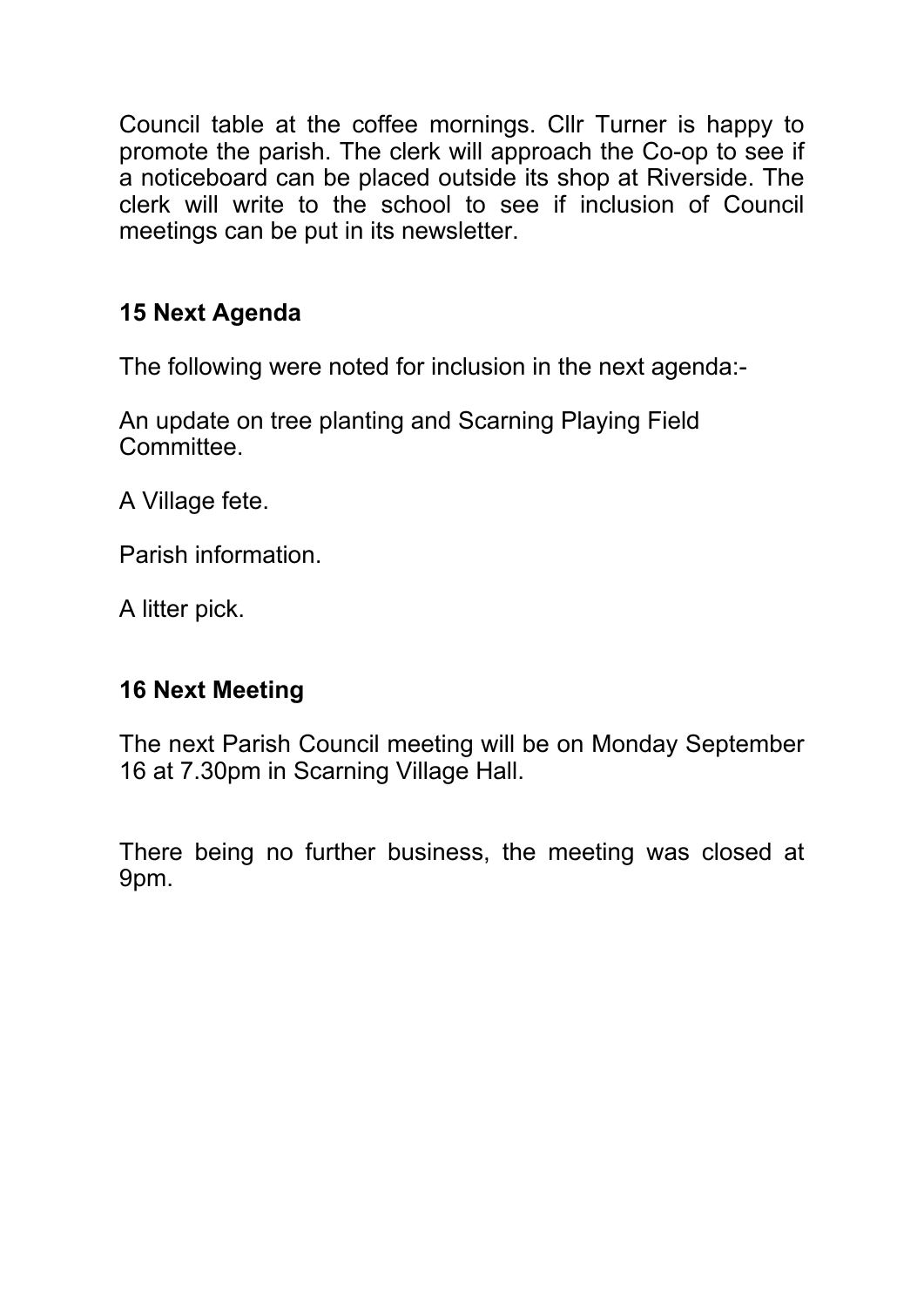Council table at the coffee mornings. Cllr Turner is happy to promote the parish. The clerk will approach the Co-op to see if a noticeboard can be placed outside its shop at Riverside. The clerk will write to the school to see if inclusion of Council meetings can be put in its newsletter.

### 15 Next Agenda

The following were noted for inclusion in the next agenda:-

An update on tree planting and Scarning Playing Field Committee.

A Village fete.

Parish information.

A litter pick.

### 16 Next Meeting

The next Parish Council meeting will be on Monday September 16 at 7.30pm in Scarning Village Hall.

There being no further business, the meeting was closed at 9pm.